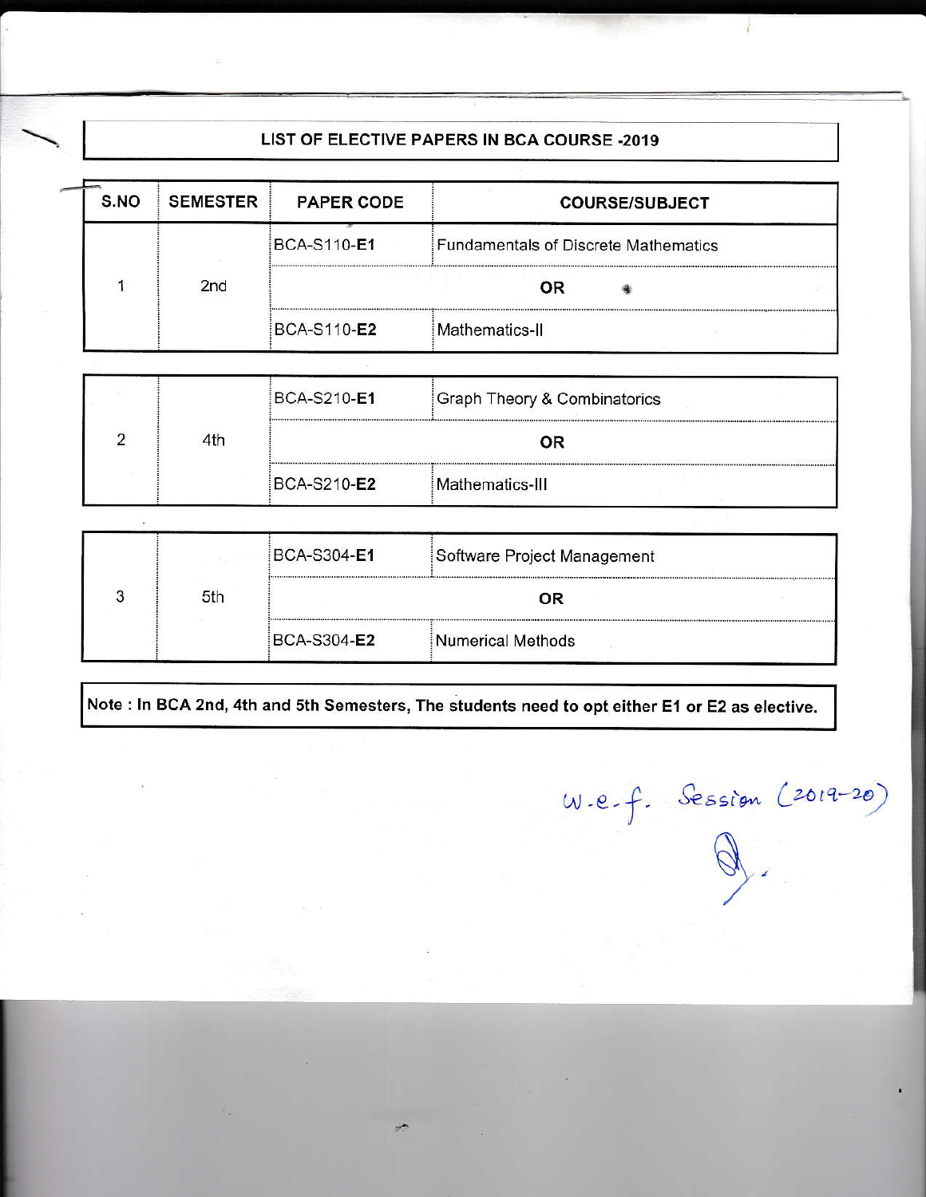# LIST OF ELECTIVE PAPERS IN BCA COURSE -2019

| S.NO | SEMESTER | PAPER CODE | COURSE/SUBJECT |
|---|---|---|---|
| 1 | 2nd | BCA-S110-**E1** | Fundamentals of Discrete Mathematics |
| | | **OR** | |
| | | BCA-S110-**E2** | Mathematics-II |
| 2 | 4th | BCA-S210-**E1** | Graph Theory & Combinatorics |
| | | **OR** | |
| | | BCA-S210-**E2** | Mathematics-III |
| 3 | 5th | BCA-S304-**E1** | Software Project Management |
| | | **OR** | |
| | | BCA-S304-**E2** | Numerical Methods |

**Note : In BCA 2nd, 4th and 5th Semesters, The students need to opt either E1 or E2 as elective.**

w.e.f. Session (2019-20)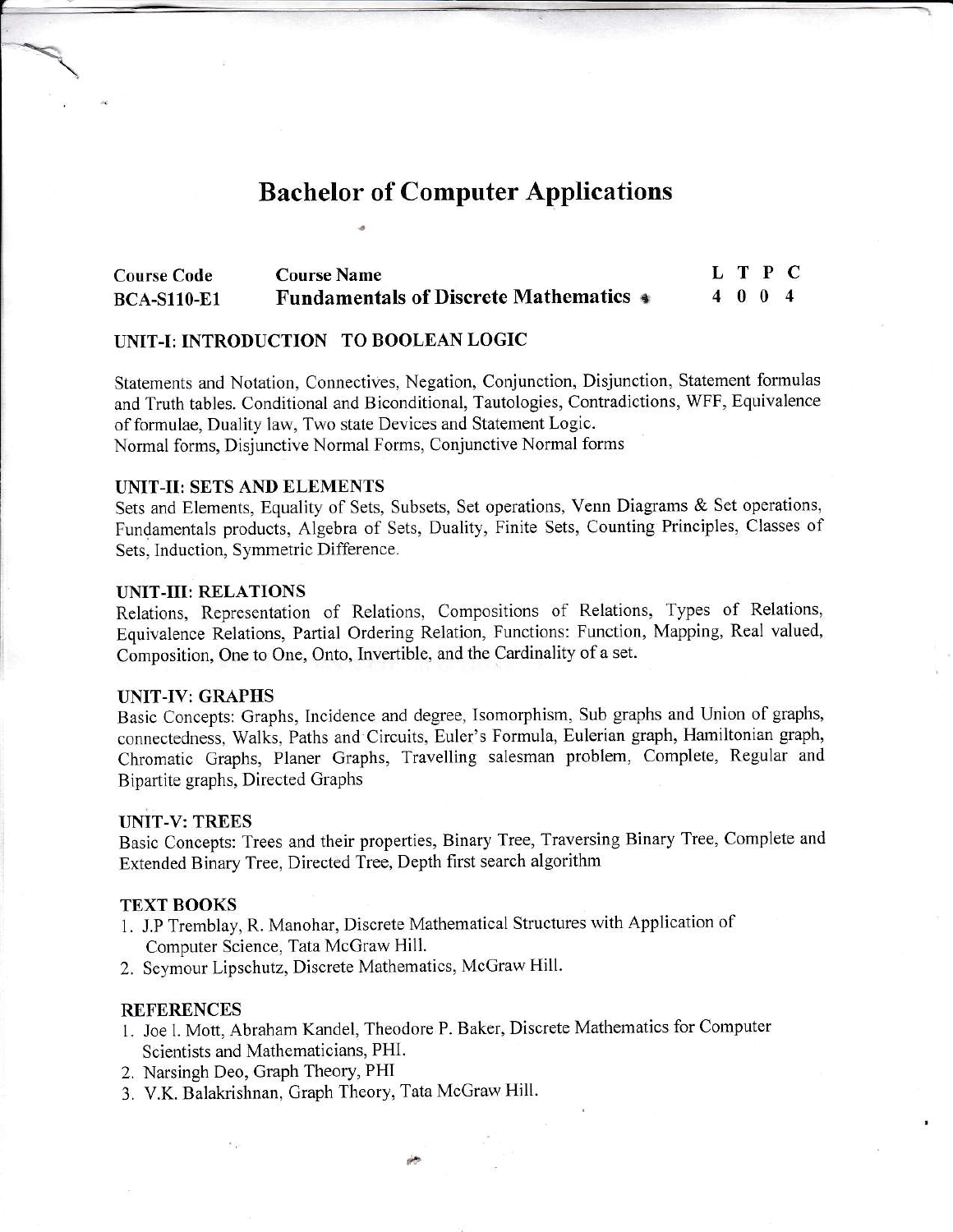# Bachelor of Computer Applications

| Course Code | Course Name | L | T | P | C |
|---|---|---|---|---|---|
| BCA-S110-E1 | **Fundamentals of Discrete Mathematics** | 4 | 0 | 0 | 4 |

## UNIT-I: INTRODUCTION TO BOOLEAN LOGIC

Statements and Notation, Connectives, Negation, Conjunction, Disjunction, Statement formulas and Truth tables. Conditional and Biconditional, Tautologies, Contradictions, WFF, Equivalence of formulae, Duality law, Two state Devices and Statement Logic.
Normal forms, Disjunctive Normal Forms, Conjunctive Normal forms

## UNIT-II: SETS AND ELEMENTS

Sets and Elements, Equality of Sets, Subsets, Set operations, Venn Diagrams & Set operations, Fundamentals products, Algebra of Sets, Duality, Finite Sets, Counting Principles, Classes of Sets, Induction, Symmetric Difference.

## UNIT-III: RELATIONS

Relations, Representation of Relations, Compositions of Relations, Types of Relations, Equivalence Relations, Partial Ordering Relation, Functions: Function, Mapping, Real valued, Composition, One to One, Onto, Invertible, and the Cardinality of a set.

## UNIT-IV: GRAPHS

Basic Concepts: Graphs, Incidence and degree, Isomorphism, Sub graphs and Union of graphs, connectedness, Walks, Paths and Circuits, Euler's Formula, Eulerian graph, Hamiltonian graph, Chromatic Graphs, Planer Graphs, Travelling salesman problem, Complete, Regular and Bipartite graphs, Directed Graphs

## UNIT-V: TREES

Basic Concepts: Trees and their properties, Binary Tree, Traversing Binary Tree, Complete and Extended Binary Tree, Directed Tree, Depth first search algorithm

## TEXT BOOKS

1. J.P Tremblay, R. Manohar, Discrete Mathematical Structures with Application of Computer Science, Tata McGraw Hill.
2. Seymour Lipschutz, Discrete Mathematics, McGraw Hill.

## REFERENCES

1. Joe l. Mott, Abraham Kandel, Theodore P. Baker, Discrete Mathematics for Computer Scientists and Mathematicians, PHI.
2. Narsingh Deo, Graph Theory, PHI
3. V.K. Balakrishnan, Graph Theory, Tata McGraw Hill.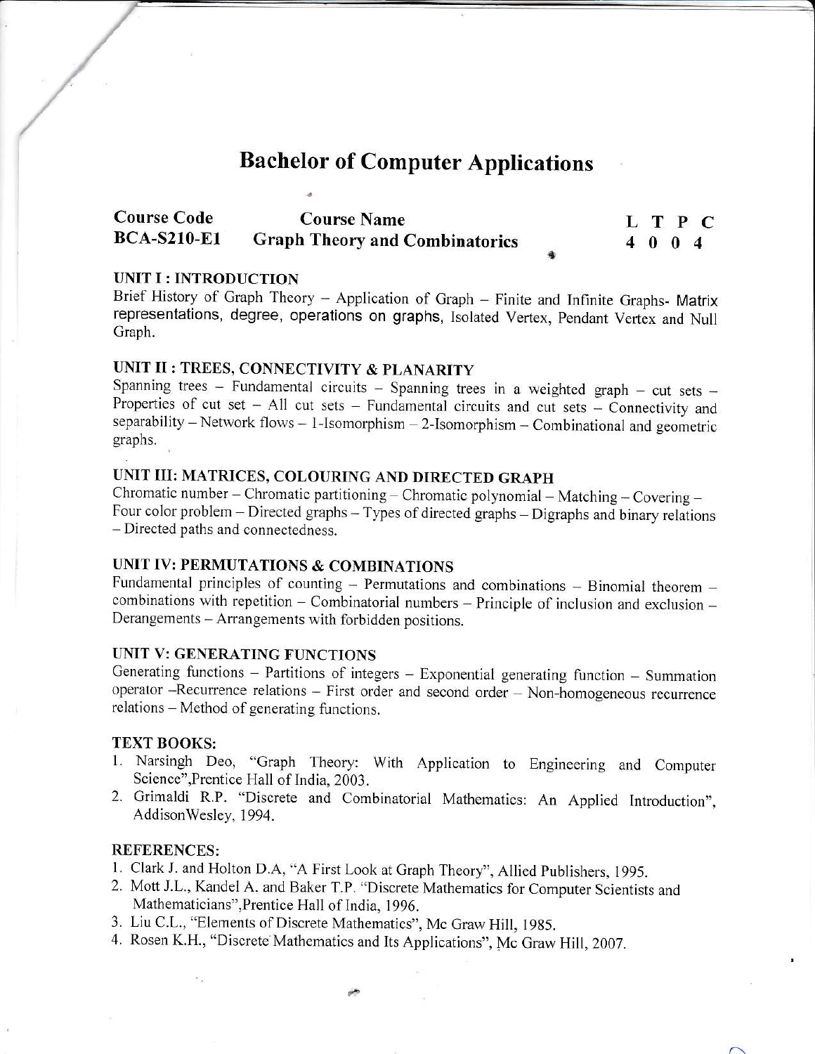# Bachelor of Computer Applications

| Course Code | Course Name | L | T | P | C |
|---|---|---|---|---|---|
| BCA-S210-E1 | Graph Theory and Combinatorics | 4 | 0 | 0 | 4 |

### UNIT I : INTRODUCTION

Brief History of Graph Theory – Application of Graph – Finite and Infinite Graphs- Matrix representations, degree, operations on graphs, Isolated Vertex, Pendant Vertex and Null Graph.

### UNIT II : TREES, CONNECTIVITY & PLANARITY

Spanning trees – Fundamental circuits – Spanning trees in a weighted graph – cut sets – Properties of cut set – All cut sets – Fundamental circuits and cut sets – Connectivity and separability – Network flows – 1-Isomorphism – 2-Isomorphism – Combinational and geometric graphs.

### UNIT III: MATRICES, COLOURING AND DIRECTED GRAPH

Chromatic number – Chromatic partitioning – Chromatic polynomial – Matching – Covering – Four color problem – Directed graphs – Types of directed graphs – Digraphs and binary relations – Directed paths and connectedness.

### UNIT IV: PERMUTATIONS & COMBINATIONS

Fundamental principles of counting – Permutations and combinations – Binomial theorem – combinations with repetition – Combinatorial numbers – Principle of inclusion and exclusion – Derangements – Arrangements with forbidden positions.

### UNIT V: GENERATING FUNCTIONS

Generating functions – Partitions of integers – Exponential generating function – Summation operator –Recurrence relations – First order and second order – Non-homogeneous recurrence relations – Method of generating functions.

### TEXT BOOKS:

1. Narsingh Deo, "Graph Theory: With Application to Engineering and Computer Science",Prentice Hall of India, 2003.
2. Grimaldi R.P. "Discrete and Combinatorial Mathematics: An Applied Introduction", AddisonWesley, 1994.

### REFERENCES:

1. Clark J. and Holton D.A, "A First Look at Graph Theory", Allied Publishers, 1995.
2. Mott J.L., Kandel A. and Baker T.P. "Discrete Mathematics for Computer Scientists and Mathematicians",Prentice Hall of India, 1996.
3. Liu C.L., "Elements of Discrete Mathematics", Mc Graw Hill, 1985.
4. Rosen K.H., "Discrete Mathematics and Its Applications", Mc Graw Hill, 2007.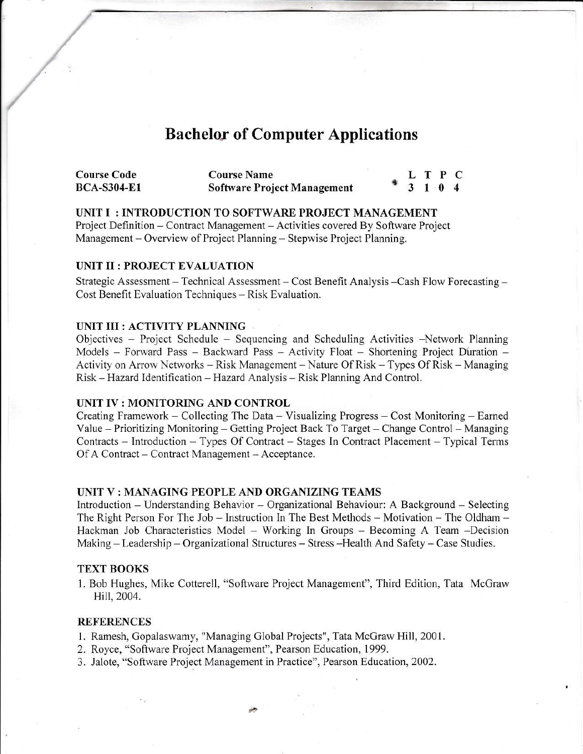# Bachelor of Computer Applications

| Course Code | Course Name | L | T | P | C |
| --- | --- | --- | --- | --- | --- |
| **BCA-S304-E1** | **Software Project Management** | **3** | **1** | **0** | **4** |

**UNIT I : INTRODUCTION TO SOFTWARE PROJECT MANAGEMENT**

Project Definition – Contract Management – Activities covered By Software Project Management – Overview of Project Planning – Stepwise Project Planning.

**UNIT II : PROJECT EVALUATION**

Strategic Assessment – Technical Assessment – Cost Benefit Analysis –Cash Flow Forecasting – Cost Benefit Evaluation Techniques – Risk Evaluation.

**UNIT III : ACTIVITY PLANNING**

Objectives – Project Schedule – Sequencing and Scheduling Activities –Network Planning Models – Forward Pass – Backward Pass – Activity Float – Shortening Project Duration – Activity on Arrow Networks – Risk Management – Nature Of Risk – Types Of Risk – Managing Risk – Hazard Identification – Hazard Analysis – Risk Planning And Control.

**UNIT IV : MONITORING AND CONTROL**

Creating Framework – Collecting The Data – Visualizing Progress – Cost Monitoring – Earned Value – Prioritizing Monitoring – Getting Project Back To Target – Change Control – Managing Contracts – Introduction – Types Of Contract – Stages In Contract Placement – Typical Terms Of A Contract – Contract Management – Acceptance.

**UNIT V : MANAGING PEOPLE AND ORGANIZING TEAMS**

Introduction – Understanding Behavior – Organizational Behaviour: A Background – Selecting The Right Person For The Job – Instruction In The Best Methods – Motivation – The Oldham – Hackman Job Characteristics Model – Working In Groups – Becoming A Team –Decision Making – Leadership – Organizational Structures – Stress –Health And Safety – Case Studies.

**TEXT BOOKS**

1. Bob Hughes, Mike Cotterell, "Software Project Management", Third Edition, Tata McGraw Hill, 2004.

**REFERENCES**

1. Ramesh, Gopalaswamy, "Managing Global Projects", Tata McGraw Hill, 2001.
2. Royce, "Software Project Management", Pearson Education, 1999.
3. Jalote, "Software Project Management in Practice", Pearson Education, 2002.